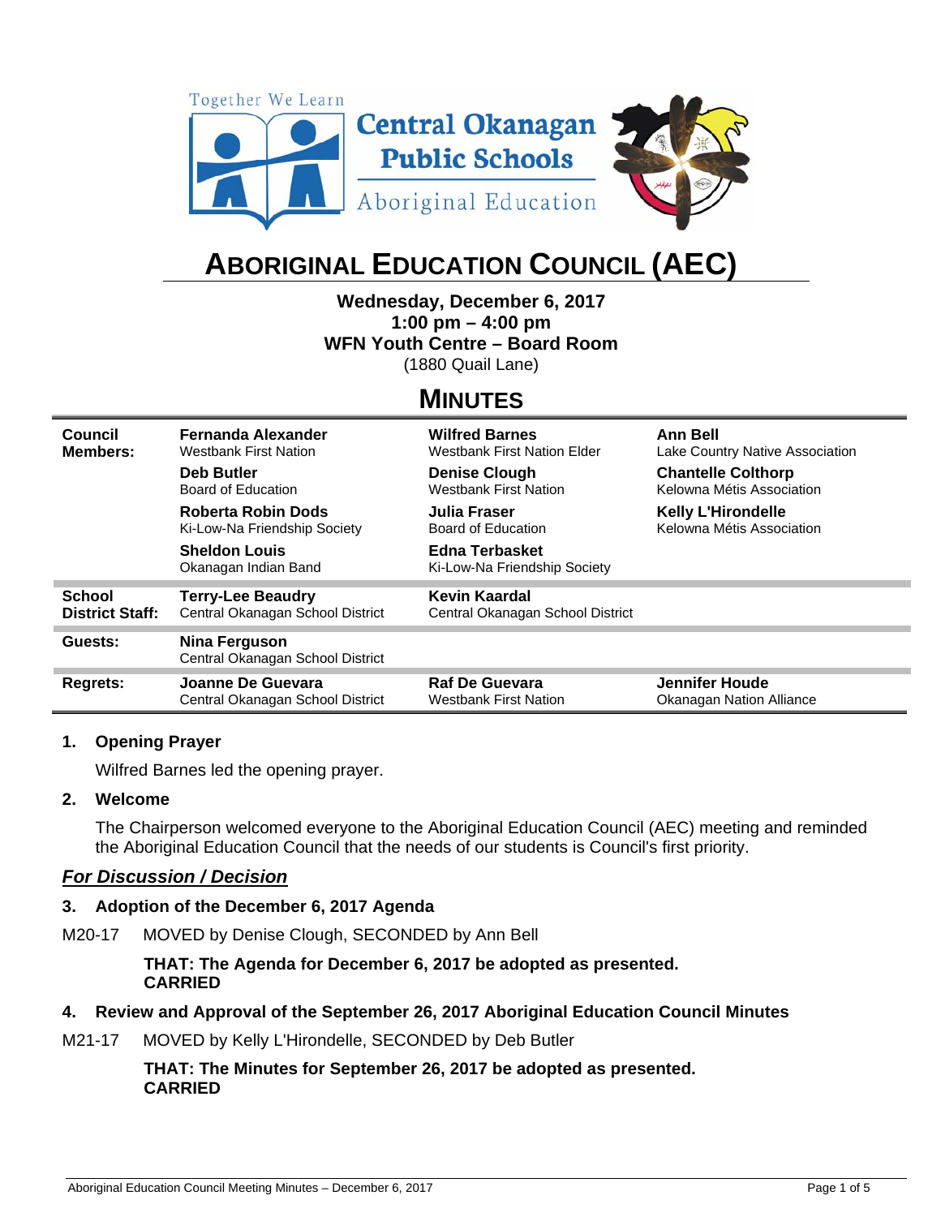Together We Learn

Central Okanagan Public Schools

Aboriginal Education

# ABORIGINAL EDUCATION COUNCIL (AEC)

**Wednesday, December 6, 2017**
**1:00 pm – 4:00 pm**
**WFN Youth Centre – Board Room**
(1880 Quail Lane)

## MINUTES

| | | | |
|---|---|---|---|
| **Council Members:** | **Fernanda Alexander** Westbank First Nation | **Wilfred Barnes** Westbank First Nation Elder | **Ann Bell** Lake Country Native Association |
| | **Deb Butler** Board of Education | **Denise Clough** Westbank First Nation | **Chantelle Colthorp** Kelowna Métis Association |
| | **Roberta Robin Dods** Ki-Low-Na Friendship Society | **Julia Fraser** Board of Education | **Kelly L'Hirondelle** Kelowna Métis Association |
| | **Sheldon Louis** Okanagan Indian Band | **Edna Terbasket** Ki-Low-Na Friendship Society | |
| **School District Staff:** | **Terry-Lee Beaudry** Central Okanagan School District | **Kevin Kaardal** Central Okanagan School District | |
| **Guests:** | **Nina Ferguson** Central Okanagan School District | | |
| **Regrets:** | **Joanne De Guevara** Central Okanagan School District | **Raf De Guevara** Westbank First Nation | **Jennifer Houde** Okanagan Nation Alliance |

### 1. Opening Prayer

Wilfred Barnes led the opening prayer.

### 2. Welcome

The Chairperson welcomed everyone to the Aboriginal Education Council (AEC) meeting and reminded the Aboriginal Education Council that the needs of our students is Council's first priority.

***For Discussion / Decision***

### 3. Adoption of the December 6, 2017 Agenda

M20-17 MOVED by Denise Clough, SECONDED by Ann Bell

**THAT: The Agenda for December 6, 2017 be adopted as presented.**
**CARRIED**

### 4. Review and Approval of the September 26, 2017 Aboriginal Education Council Minutes

M21-17 MOVED by Kelly L'Hirondelle, SECONDED by Deb Butler

**THAT: The Minutes for September 26, 2017 be adopted as presented.**
**CARRIED**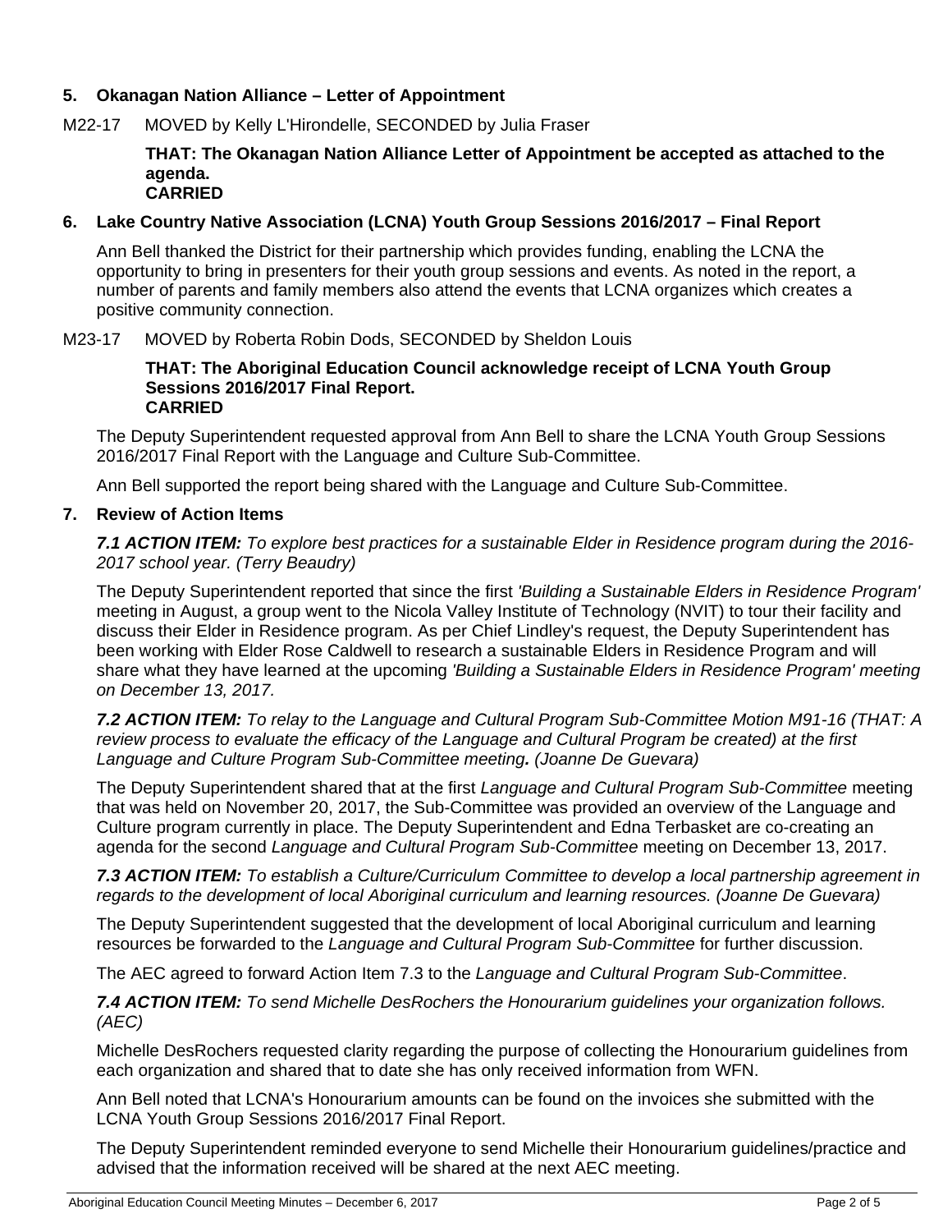## 5. Okanagan Nation Alliance – Letter of Appointment

M22-17 MOVED by Kelly L'Hirondelle, SECONDED by Julia Fraser

> **THAT: The Okanagan Nation Alliance Letter of Appointment be accepted as attached to the agenda.**
> **CARRIED**

## 6. Lake Country Native Association (LCNA) Youth Group Sessions 2016/2017 – Final Report

Ann Bell thanked the District for their partnership which provides funding, enabling the LCNA the opportunity to bring in presenters for their youth group sessions and events. As noted in the report, a number of parents and family members also attend the events that LCNA organizes which creates a positive community connection.

M23-17 MOVED by Roberta Robin Dods, SECONDED by Sheldon Louis

> **THAT: The Aboriginal Education Council acknowledge receipt of LCNA Youth Group Sessions 2016/2017 Final Report.**
> **CARRIED**

The Deputy Superintendent requested approval from Ann Bell to share the LCNA Youth Group Sessions 2016/2017 Final Report with the Language and Culture Sub-Committee.

Ann Bell supported the report being shared with the Language and Culture Sub-Committee.

## 7. Review of Action Items

***7.1 ACTION ITEM:*** *To explore best practices for a sustainable Elder in Residence program during the 2016-2017 school year. (Terry Beaudry)*

The Deputy Superintendent reported that since the first *'Building a Sustainable Elders in Residence Program'* meeting in August, a group went to the Nicola Valley Institute of Technology (NVIT) to tour their facility and discuss their Elder in Residence program. As per Chief Lindley's request, the Deputy Superintendent has been working with Elder Rose Caldwell to research a sustainable Elders in Residence Program and will share what they have learned at the upcoming *'Building a Sustainable Elders in Residence Program' meeting on December 13, 2017.*

***7.2 ACTION ITEM:*** *To relay to the Language and Cultural Program Sub-Committee Motion M91-16 (THAT: A review process to evaluate the efficacy of the Language and Cultural Program be created) at the first Language and Culture Program Sub-Committee meeting****.*** *(Joanne De Guevara)*

The Deputy Superintendent shared that at the first *Language and Cultural Program Sub-Committee* meeting that was held on November 20, 2017, the Sub-Committee was provided an overview of the Language and Culture program currently in place. The Deputy Superintendent and Edna Terbasket are co-creating an agenda for the second *Language and Cultural Program Sub-Committee* meeting on December 13, 2017.

***7.3 ACTION ITEM:*** *To establish a Culture/Curriculum Committee to develop a local partnership agreement in regards to the development of local Aboriginal curriculum and learning resources. (Joanne De Guevara)*

The Deputy Superintendent suggested that the development of local Aboriginal curriculum and learning resources be forwarded to the *Language and Cultural Program Sub-Committee* for further discussion.

The AEC agreed to forward Action Item 7.3 to the *Language and Cultural Program Sub-Committee*.

***7.4 ACTION ITEM:*** *To send Michelle DesRochers the Honourarium guidelines your organization follows. (AEC)*

Michelle DesRochers requested clarity regarding the purpose of collecting the Honourarium guidelines from each organization and shared that to date she has only received information from WFN.

Ann Bell noted that LCNA's Honourarium amounts can be found on the invoices she submitted with the LCNA Youth Group Sessions 2016/2017 Final Report.

The Deputy Superintendent reminded everyone to send Michelle their Honourarium guidelines/practice and advised that the information received will be shared at the next AEC meeting.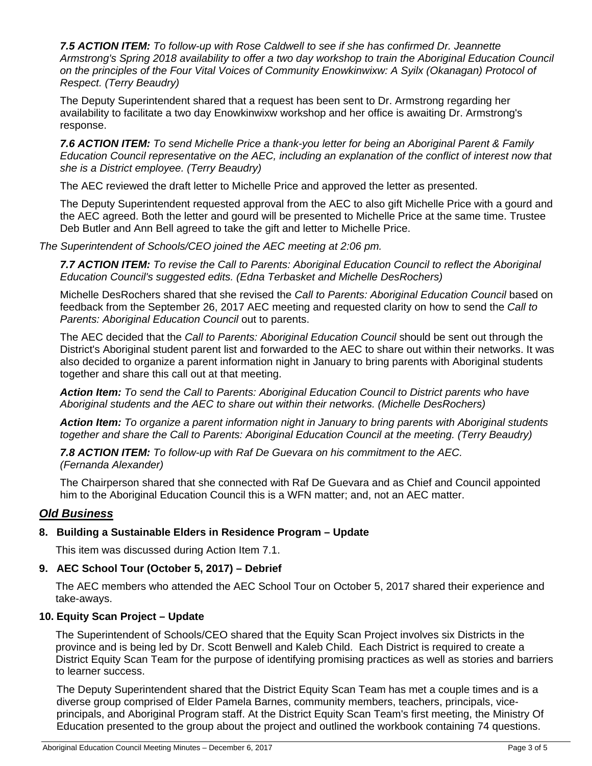***7.5 ACTION ITEM:*** *To follow-up with Rose Caldwell to see if she has confirmed Dr. Jeannette Armstrong's Spring 2018 availability to offer a two day workshop to train the Aboriginal Education Council on the principles of the Four Vital Voices of Community Enowkinwixw: A Syilx (Okanagan) Protocol of Respect. (Terry Beaudry)*

The Deputy Superintendent shared that a request has been sent to Dr. Armstrong regarding her availability to facilitate a two day Enowkinwixw workshop and her office is awaiting Dr. Armstrong's response.

***7.6 ACTION ITEM:*** *To send Michelle Price a thank-you letter for being an Aboriginal Parent & Family Education Council representative on the AEC, including an explanation of the conflict of interest now that she is a District employee. (Terry Beaudry)*

The AEC reviewed the draft letter to Michelle Price and approved the letter as presented.

The Deputy Superintendent requested approval from the AEC to also gift Michelle Price with a gourd and the AEC agreed. Both the letter and gourd will be presented to Michelle Price at the same time. Trustee Deb Butler and Ann Bell agreed to take the gift and letter to Michelle Price.

*The Superintendent of Schools/CEO joined the AEC meeting at 2:06 pm.*

***7.7 ACTION ITEM:*** *To revise the Call to Parents: Aboriginal Education Council to reflect the Aboriginal Education Council's suggested edits. (Edna Terbasket and Michelle DesRochers)*

Michelle DesRochers shared that she revised the *Call to Parents: Aboriginal Education Council* based on feedback from the September 26, 2017 AEC meeting and requested clarity on how to send the *Call to Parents: Aboriginal Education Council* out to parents.

The AEC decided that the *Call to Parents: Aboriginal Education Council* should be sent out through the District's Aboriginal student parent list and forwarded to the AEC to share out within their networks. It was also decided to organize a parent information night in January to bring parents with Aboriginal students together and share this call out at that meeting.

***Action Item:*** *To send the Call to Parents: Aboriginal Education Council to District parents who have Aboriginal students and the AEC to share out within their networks. (Michelle DesRochers)*

***Action Item:*** *To organize a parent information night in January to bring parents with Aboriginal students together and share the Call to Parents: Aboriginal Education Council at the meeting. (Terry Beaudry)*

***7.8 ACTION ITEM:*** *To follow-up with Raf De Guevara on his commitment to the AEC. (Fernanda Alexander)*

The Chairperson shared that she connected with Raf De Guevara and as Chief and Council appointed him to the Aboriginal Education Council this is a WFN matter; and, not an AEC matter.

## *Old Business*

### 8. Building a Sustainable Elders in Residence Program – Update

This item was discussed during Action Item 7.1.

### 9. AEC School Tour (October 5, 2017) – Debrief

The AEC members who attended the AEC School Tour on October 5, 2017 shared their experience and take-aways.

### 10. Equity Scan Project – Update

The Superintendent of Schools/CEO shared that the Equity Scan Project involves six Districts in the province and is being led by Dr. Scott Benwell and Kaleb Child. Each District is required to create a District Equity Scan Team for the purpose of identifying promising practices as well as stories and barriers to learner success.

The Deputy Superintendent shared that the District Equity Scan Team has met a couple times and is a diverse group comprised of Elder Pamela Barnes, community members, teachers, principals, vice-principals, and Aboriginal Program staff. At the District Equity Scan Team's first meeting, the Ministry Of Education presented to the group about the project and outlined the workbook containing 74 questions.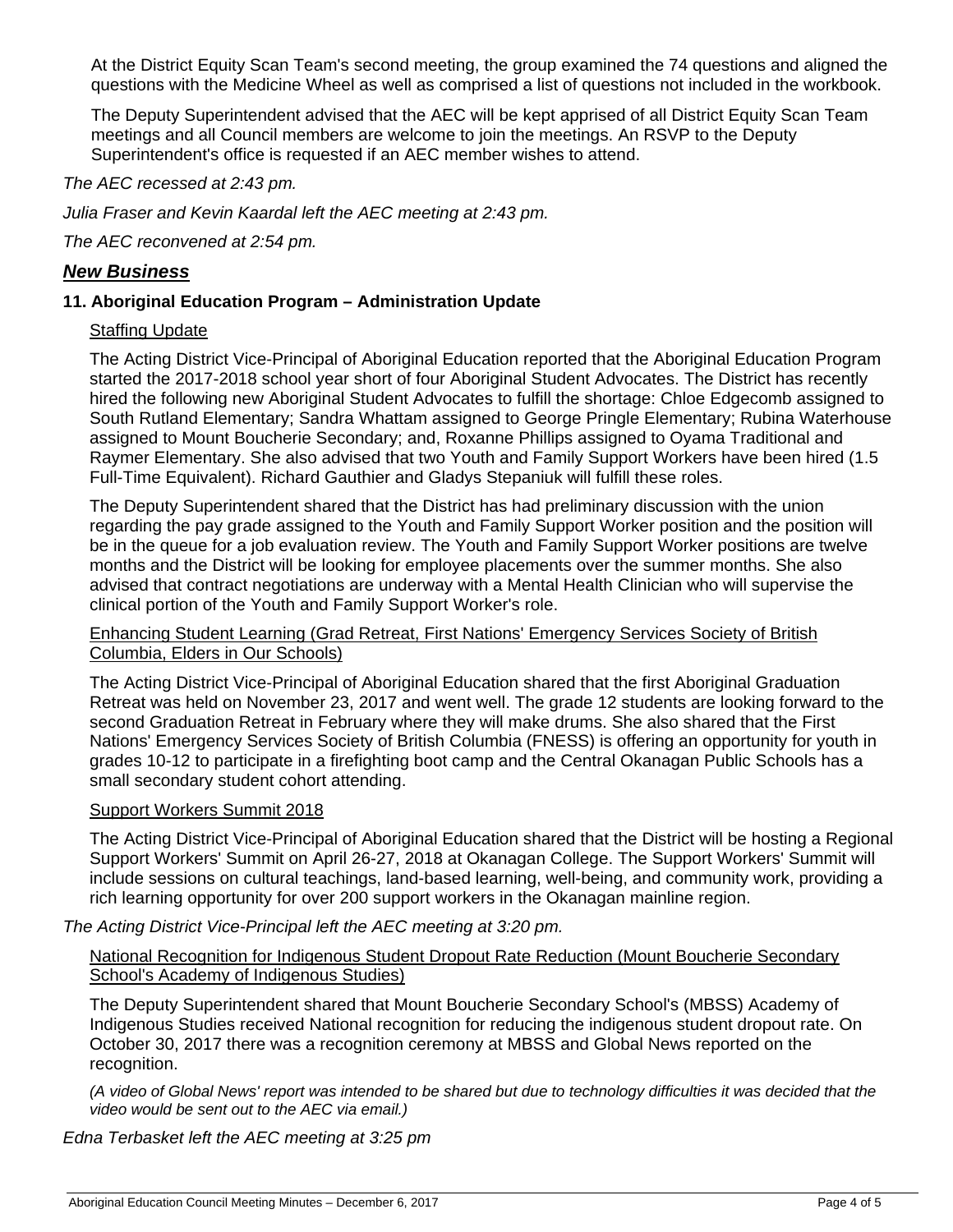At the District Equity Scan Team's second meeting, the group examined the 74 questions and aligned the questions with the Medicine Wheel as well as comprised a list of questions not included in the workbook.

The Deputy Superintendent advised that the AEC will be kept apprised of all District Equity Scan Team meetings and all Council members are welcome to join the meetings. An RSVP to the Deputy Superintendent's office is requested if an AEC member wishes to attend.

*The AEC recessed at 2:43 pm.*

*Julia Fraser and Kevin Kaardal left the AEC meeting at 2:43 pm.*

*The AEC reconvened at 2:54 pm.*

## ***New Business***

### 11. Aboriginal Education Program – Administration Update

<u>Staffing Update</u>

The Acting District Vice-Principal of Aboriginal Education reported that the Aboriginal Education Program started the 2017-2018 school year short of four Aboriginal Student Advocates. The District has recently hired the following new Aboriginal Student Advocates to fulfill the shortage: Chloe Edgecomb assigned to South Rutland Elementary; Sandra Whattam assigned to George Pringle Elementary; Rubina Waterhouse assigned to Mount Boucherie Secondary; and, Roxanne Phillips assigned to Oyama Traditional and Raymer Elementary. She also advised that two Youth and Family Support Workers have been hired (1.5 Full-Time Equivalent). Richard Gauthier and Gladys Stepaniuk will fulfill these roles.

The Deputy Superintendent shared that the District has had preliminary discussion with the union regarding the pay grade assigned to the Youth and Family Support Worker position and the position will be in the queue for a job evaluation review. The Youth and Family Support Worker positions are twelve months and the District will be looking for employee placements over the summer months. She also advised that contract negotiations are underway with a Mental Health Clinician who will supervise the clinical portion of the Youth and Family Support Worker's role.

<u>Enhancing Student Learning (Grad Retreat, First Nations' Emergency Services Society of British Columbia, Elders in Our Schools)</u>

The Acting District Vice-Principal of Aboriginal Education shared that the first Aboriginal Graduation Retreat was held on November 23, 2017 and went well. The grade 12 students are looking forward to the second Graduation Retreat in February where they will make drums. She also shared that the First Nations' Emergency Services Society of British Columbia (FNESS) is offering an opportunity for youth in grades 10-12 to participate in a firefighting boot camp and the Central Okanagan Public Schools has a small secondary student cohort attending.

<u>Support Workers Summit 2018</u>

The Acting District Vice-Principal of Aboriginal Education shared that the District will be hosting a Regional Support Workers' Summit on April 26-27, 2018 at Okanagan College. The Support Workers' Summit will include sessions on cultural teachings, land-based learning, well-being, and community work, providing a rich learning opportunity for over 200 support workers in the Okanagan mainline region.

*The Acting District Vice-Principal left the AEC meeting at 3:20 pm.*

<u>National Recognition for Indigenous Student Dropout Rate Reduction (Mount Boucherie Secondary School's Academy of Indigenous Studies)</u>

The Deputy Superintendent shared that Mount Boucherie Secondary School's (MBSS) Academy of Indigenous Studies received National recognition for reducing the indigenous student dropout rate. On October 30, 2017 there was a recognition ceremony at MBSS and Global News reported on the recognition.

*(A video of Global News' report was intended to be shared but due to technology difficulties it was decided that the video would be sent out to the AEC via email.)*

*Edna Terbasket left the AEC meeting at 3:25 pm*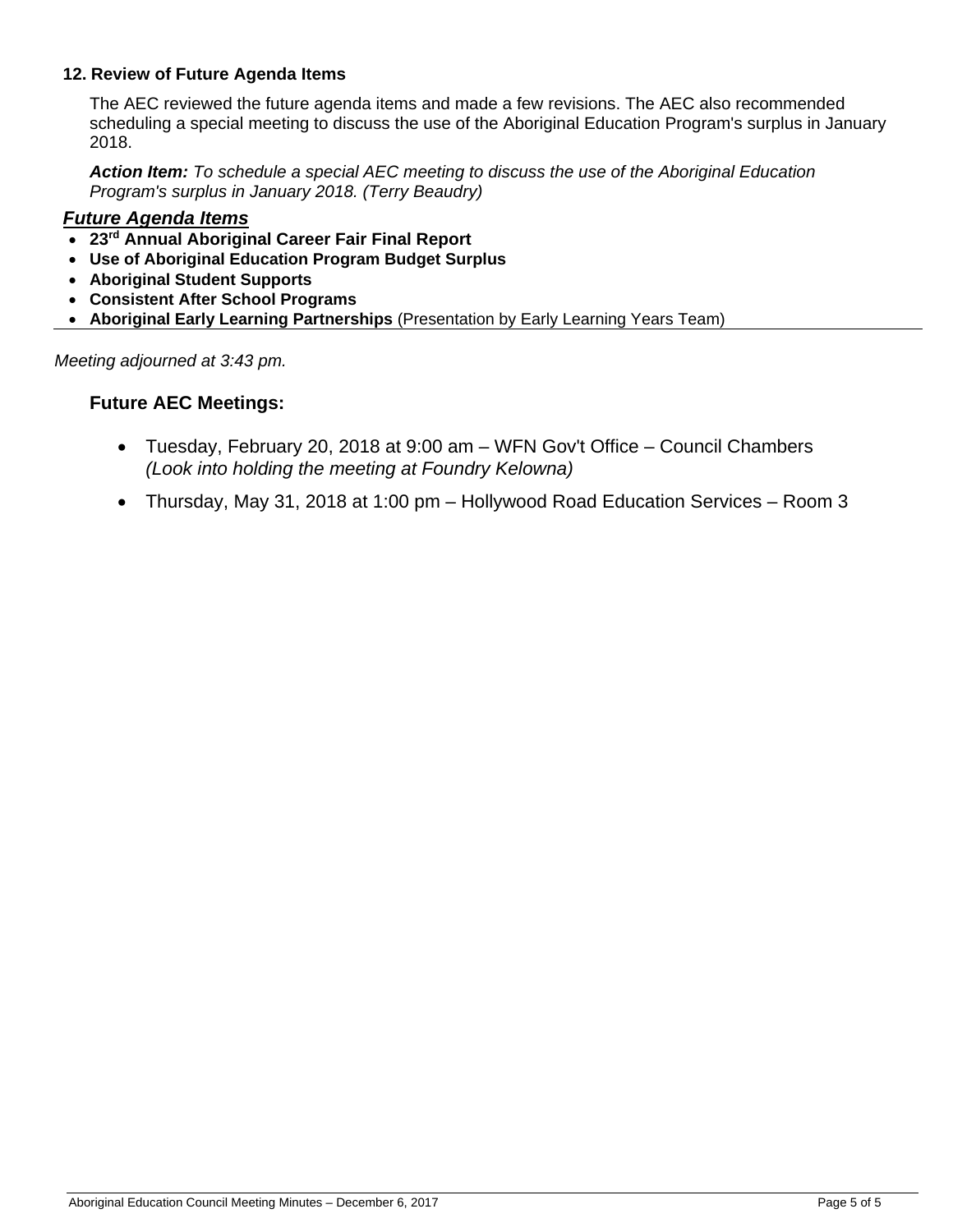### 12. Review of Future Agenda Items

The AEC reviewed the future agenda items and made a few revisions. The AEC also recommended scheduling a special meeting to discuss the use of the Aboriginal Education Program's surplus in January 2018.

***Action Item:*** *To schedule a special AEC meeting to discuss the use of the Aboriginal Education Program's surplus in January 2018. (Terry Beaudry)*

***Future Agenda Items***

- **23rd Annual Aboriginal Career Fair Final Report**
- **Use of Aboriginal Education Program Budget Surplus**
- **Aboriginal Student Supports**
- **Consistent After School Programs**
- **Aboriginal Early Learning Partnerships** (Presentation by Early Learning Years Team)

---

*Meeting adjourned at 3:43 pm.*

### Future AEC Meetings:

- Tuesday, February 20, 2018 at 9:00 am – WFN Gov't Office – Council Chambers *(Look into holding the meeting at Foundry Kelowna)*
- Thursday, May 31, 2018 at 1:00 pm – Hollywood Road Education Services – Room 3